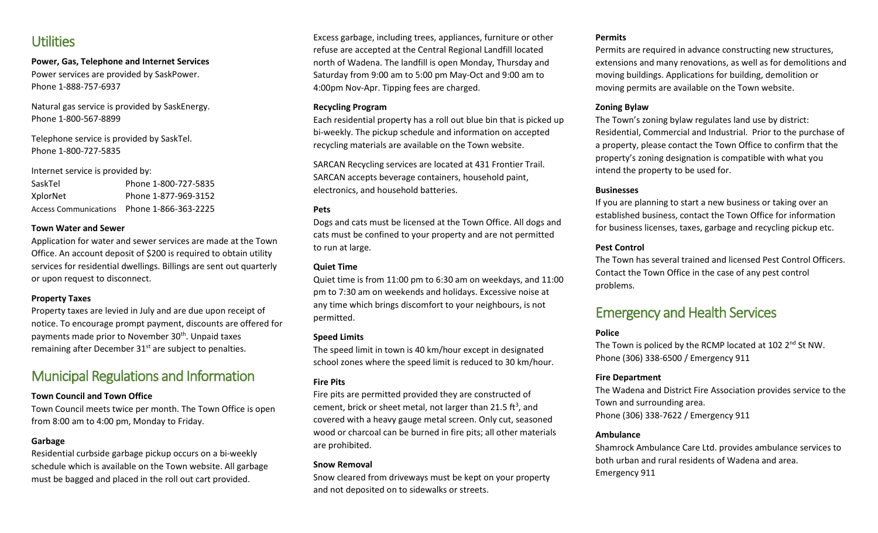## Utilities

**Power, Gas, Telephone and Internet Services**

Power services are provided by SaskPower.
Phone 1-888-757-6937

Natural gas service is provided by SaskEnergy.
Phone 1-800-567-8899

Telephone service is provided by SaskTel.
Phone 1-800-727-5835

Internet service is provided by:

| | |
|---|---|
| SaskTel | Phone 1-800-727-5835 |
| XplorNet | Phone 1-877-969-3152 |
| Access Communications | Phone 1-866-363-2225 |

**Town Water and Sewer**

Application for water and sewer services are made at the Town Office. An account deposit of $200 is required to obtain utility services for residential dwellings. Billings are sent out quarterly or upon request to disconnect.

**Property Taxes**

Property taxes are levied in July and are due upon receipt of notice. To encourage prompt payment, discounts are offered for payments made prior to November 30th. Unpaid taxes remaining after December 31st are subject to penalties.

## Municipal Regulations and Information

**Town Council and Town Office**

Town Council meets twice per month. The Town Office is open from 8:00 am to 4:00 pm, Monday to Friday.

**Garbage**

Residential curbside garbage pickup occurs on a bi-weekly schedule which is available on the Town website. All garbage must be bagged and placed in the roll out cart provided.

Excess garbage, including trees, appliances, furniture or other refuse are accepted at the Central Regional Landfill located north of Wadena. The landfill is open Monday, Thursday and Saturday from 9:00 am to 5:00 pm May-Oct and 9:00 am to 4:00pm Nov-Apr. Tipping fees are charged.

**Recycling Program**

Each residential property has a roll out blue bin that is picked up bi-weekly. The pickup schedule and information on accepted recycling materials are available on the Town website.

SARCAN Recycling services are located at 431 Frontier Trail. SARCAN accepts beverage containers, household paint, electronics, and household batteries.

**Pets**

Dogs and cats must be licensed at the Town Office. All dogs and cats must be confined to your property and are not permitted to run at large.

**Quiet Time**

Quiet time is from 11:00 pm to 6:30 am on weekdays, and 11:00 pm to 7:30 am on weekends and holidays. Excessive noise at any time which brings discomfort to your neighbours, is not permitted.

**Speed Limits**

The speed limit in town is 40 km/hour except in designated school zones where the speed limit is reduced to 30 km/hour.

**Fire Pits**

Fire pits are permitted provided they are constructed of cement, brick or sheet metal, not larger than 21.5 $ft^3$, and covered with a heavy gauge metal screen. Only cut, seasoned wood or charcoal can be burned in fire pits; all other materials are prohibited.

**Snow Removal**

Snow cleared from driveways must be kept on your property and not deposited on to sidewalks or streets.

**Permits**

Permits are required in advance constructing new structures, extensions and many renovations, as well as for demolitions and moving buildings. Applications for building, demolition or moving permits are available on the Town website.

**Zoning Bylaw**

The Town's zoning bylaw regulates land use by district: Residential, Commercial and Industrial. Prior to the purchase of a property, please contact the Town Office to confirm that the property's zoning designation is compatible with what you intend the property to be used for.

**Businesses**

If you are planning to start a new business or taking over an established business, contact the Town Office for information for business licenses, taxes, garbage and recycling pickup etc.

**Pest Control**

The Town has several trained and licensed Pest Control Officers. Contact the Town Office in the case of any pest control problems.

## Emergency and Health Services

**Police**

The Town is policed by the RCMP located at 102 2nd St NW.
Phone (306) 338-6500 / Emergency 911

**Fire Department**

The Wadena and District Fire Association provides service to the Town and surrounding area.
Phone (306) 338-7622 / Emergency 911

**Ambulance**

Shamrock Ambulance Care Ltd. provides ambulance services to both urban and rural residents of Wadena and area.
Emergency 911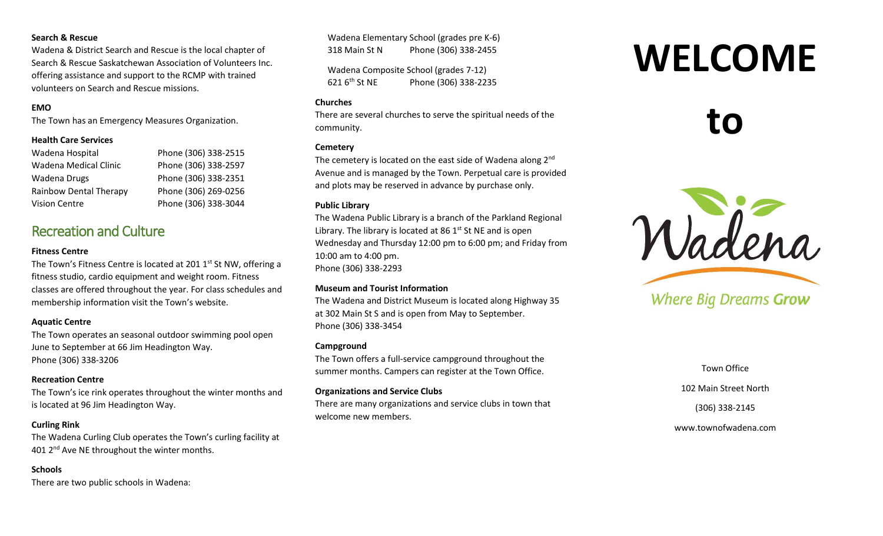**Search & Rescue**

Wadena & District Search and Rescue is the local chapter of Search & Rescue Saskatchewan Association of Volunteers Inc. offering assistance and support to the RCMP with trained volunteers on Search and Rescue missions.

**EMO**

The Town has an Emergency Measures Organization.

**Health Care Services**

| | |
|---|---|
| Wadena Hospital | Phone (306) 338-2515 |
| Wadena Medical Clinic | Phone (306) 338-2597 |
| Wadena Drugs | Phone (306) 338-2351 |
| Rainbow Dental Therapy | Phone (306) 269-0256 |
| Vision Centre | Phone (306) 338-3044 |

## Recreation and Culture

**Fitness Centre**

The Town's Fitness Centre is located at 201 1st St NW, offering a fitness studio, cardio equipment and weight room. Fitness classes are offered throughout the year. For class schedules and membership information visit the Town's website.

**Aquatic Centre**

The Town operates an seasonal outdoor swimming pool open June to September at 66 Jim Headington Way.
Phone (306) 338-3206

**Recreation Centre**

The Town's ice rink operates throughout the winter months and is located at 96 Jim Headington Way.

**Curling Rink**

The Wadena Curling Club operates the Town's curling facility at 401 2nd Ave NE throughout the winter months.

**Schools**

There are two public schools in Wadena:

Wadena Elementary School (grades pre K-6)
318 Main St N Phone (306) 338-2455

Wadena Composite School (grades 7-12)
621 6th St NE Phone (306) 338-2235

**Churches**

There are several churches to serve the spiritual needs of the community.

**Cemetery**

The cemetery is located on the east side of Wadena along 2nd Avenue and is managed by the Town. Perpetual care is provided and plots may be reserved in advance by purchase only.

**Public Library**

The Wadena Public Library is a branch of the Parkland Regional Library. The library is located at 86 1st St NE and is open Wednesday and Thursday 12:00 pm to 6:00 pm; and Friday from 10:00 am to 4:00 pm.
Phone (306) 338-2293

**Museum and Tourist Information**

The Wadena and District Museum is located along Highway 35 at 302 Main St S and is open from May to September.
Phone (306) 338-3454

**Campground**

The Town offers a full-service campground throughout the summer months. Campers can register at the Town Office.

**Organizations and Service Clubs**

There are many organizations and service clubs in town that welcome new members.

# WELCOME

# to

Wadena

*Where Big Dreams **Grow***

Town Office

102 Main Street North

(306) 338-2145

www.townofwadena.com